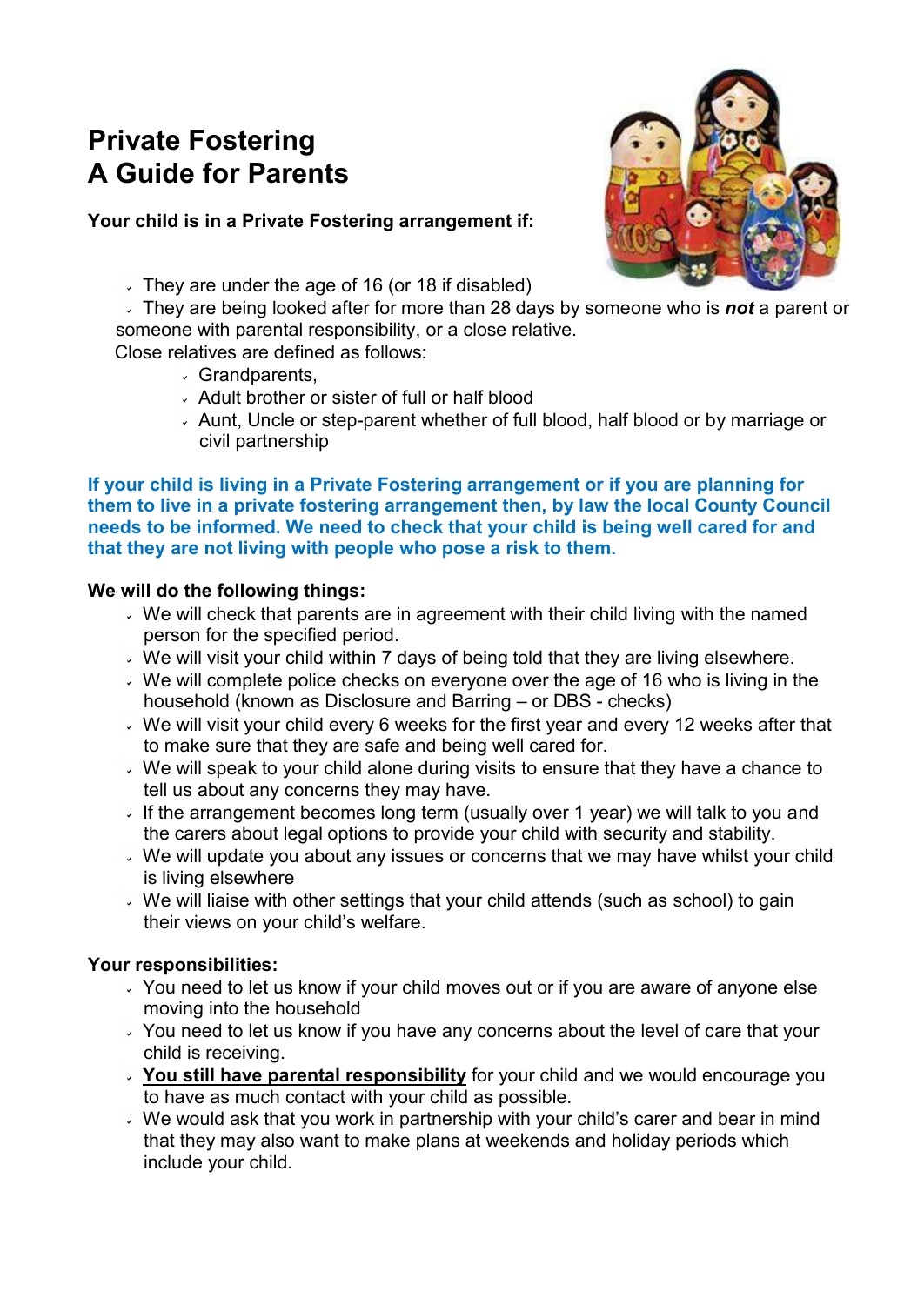# Private Fostering
# A Guide for Parents

**Your child is in a Private Fostering arrangement if:**

- They are under the age of 16 (or 18 if disabled)
- They are being looked after for more than 28 days by someone who is ***not*** a parent or someone with parental responsibility, or a close relative.

Close relatives are defined as follows:

- Grandparents,
- Adult brother or sister of full or half blood
- Aunt, Uncle or step-parent whether of full blood, half blood or by marriage or civil partnership

**If your child is living in a Private Fostering arrangement or if you are planning for them to live in a private fostering arrangement then, by law the local County Council needs to be informed. We need to check that your child is being well cared for and that they are not living with people who pose a risk to them.**

**We will do the following things:**

- We will check that parents are in agreement with their child living with the named person for the specified period.
- We will visit your child within 7 days of being told that they are living elsewhere.
- We will complete police checks on everyone over the age of 16 who is living in the household (known as Disclosure and Barring – or DBS - checks)
- We will visit your child every 6 weeks for the first year and every 12 weeks after that to make sure that they are safe and being well cared for.
- We will speak to your child alone during visits to ensure that they have a chance to tell us about any concerns they may have.
- If the arrangement becomes long term (usually over 1 year) we will talk to you and the carers about legal options to provide your child with security and stability.
- We will update you about any issues or concerns that we may have whilst your child is living elsewhere
- We will liaise with other settings that your child attends (such as school) to gain their views on your child's welfare.

**Your responsibilities:**

- You need to let us know if your child moves out or if you are aware of anyone else moving into the household
- You need to let us know if you have any concerns about the level of care that your child is receiving.
- **<u>You still have parental responsibility</u>** for your child and we would encourage you to have as much contact with your child as possible.
- We would ask that you work in partnership with your child's carer and bear in mind that they may also want to make plans at weekends and holiday periods which include your child.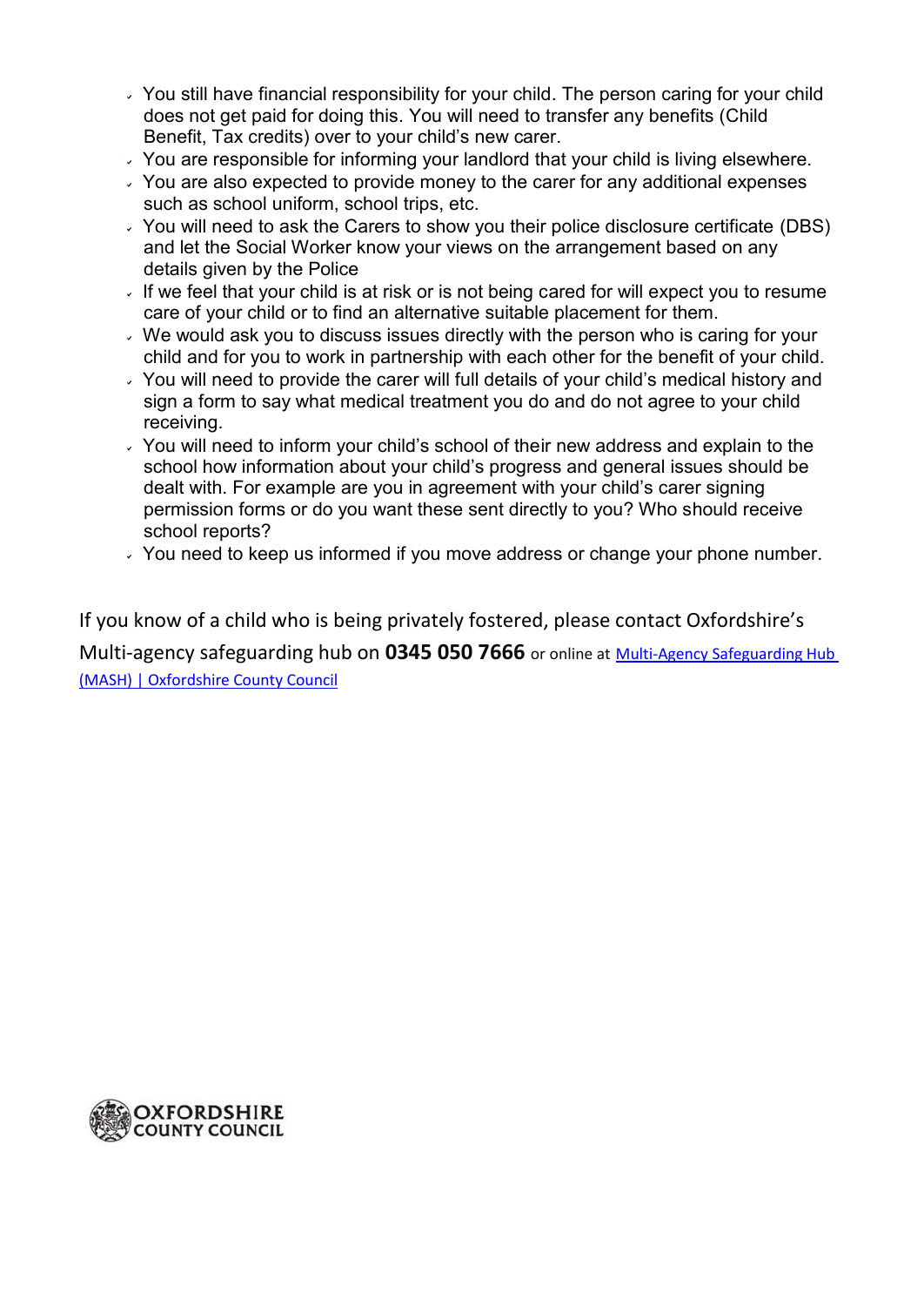- You still have financial responsibility for your child. The person caring for your child does not get paid for doing this. You will need to transfer any benefits (Child Benefit, Tax credits) over to your child's new carer.
- You are responsible for informing your landlord that your child is living elsewhere.
- You are also expected to provide money to the carer for any additional expenses such as school uniform, school trips, etc.
- You will need to ask the Carers to show you their police disclosure certificate (DBS) and let the Social Worker know your views on the arrangement based on any details given by the Police
- If we feel that your child is at risk or is not being cared for will expect you to resume care of your child or to find an alternative suitable placement for them.
- We would ask you to discuss issues directly with the person who is caring for your child and for you to work in partnership with each other for the benefit of your child.
- You will need to provide the carer will full details of your child's medical history and sign a form to say what medical treatment you do and do not agree to your child receiving.
- You will need to inform your child's school of their new address and explain to the school how information about your child's progress and general issues should be dealt with. For example are you in agreement with your child's carer signing permission forms or do you want these sent directly to you? Who should receive school reports?
- You need to keep us informed if you move address or change your phone number.

If you know of a child who is being privately fostered, please contact Oxfordshire's Multi-agency safeguarding hub on **0345 050 7666** or online at [Multi-Agency Safeguarding Hub (MASH) | Oxfordshire County Council]

OXFORDSHIRE COUNTY COUNCIL